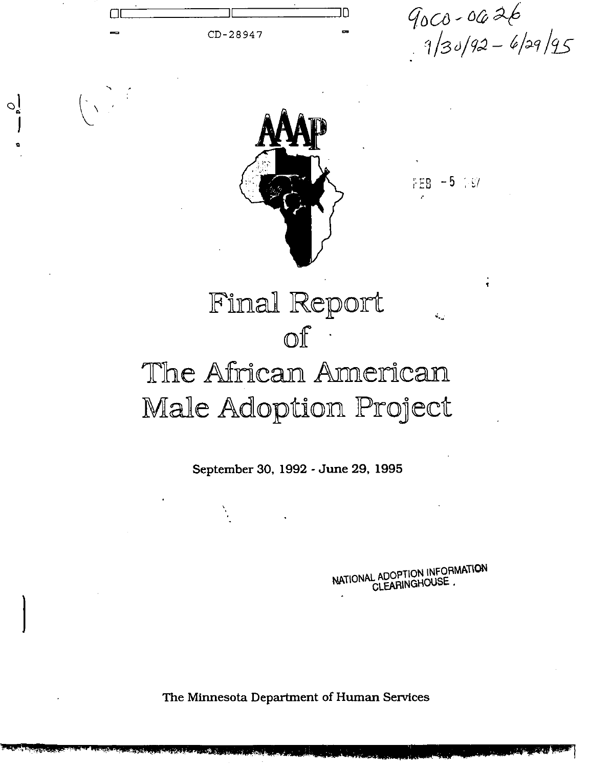CD-28947

90C0-0626
9/30/92 - 6/29/95

AAAP

FEB -5 '97

# Final Report of The African American Male Adoption Project

September 30, 1992 - June 29, 1995

NATIONAL ADOPTION INFORMATION CLEARINGHOUSE

The Minnesota Department of Human Services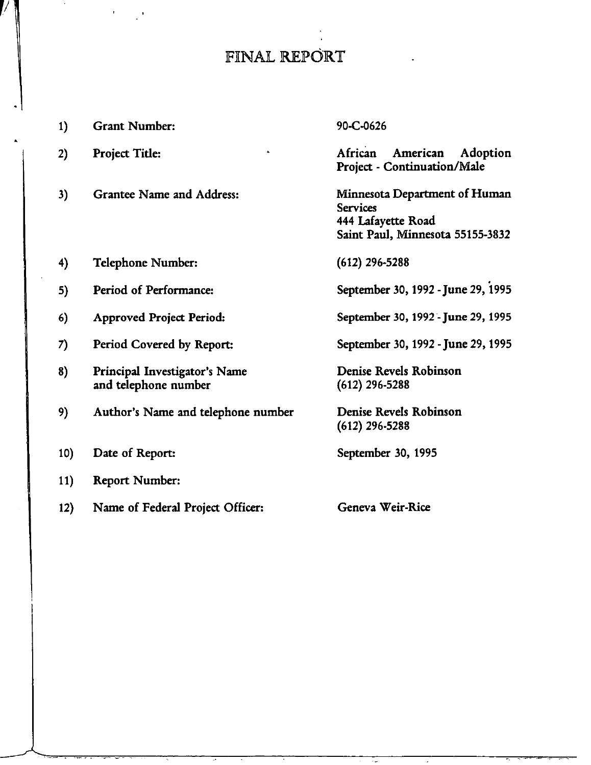# FINAL REPORT

| | | |
|---|---|---|
| 1) | Grant Number: | 90-C-0626 |
| 2) | Project Title: | African American Adoption Project - Continuation/Male |
| 3) | Grantee Name and Address: | Minnesota Department of Human Services<br>444 Lafayette Road<br>Saint Paul, Minnesota 55155-3832 |
| 4) | Telephone Number: | (612) 296-5288 |
| 5) | Period of Performance: | September 30, 1992 - June 29, 1995 |
| 6) | Approved Project Period: | September 30, 1992 - June 29, 1995 |
| 7) | Period Covered by Report: | September 30, 1992 - June 29, 1995 |
| 8) | Principal Investigator's Name and telephone number | Denise Revels Robinson<br>(612) 296-5288 |
| 9) | Author's Name and telephone number | Denise Revels Robinson<br>(612) 296-5288 |
| 10) | Date of Report: | September 30, 1995 |
| 11) | Report Number: | |
| 12) | Name of Federal Project Officer: | Geneva Weir-Rice |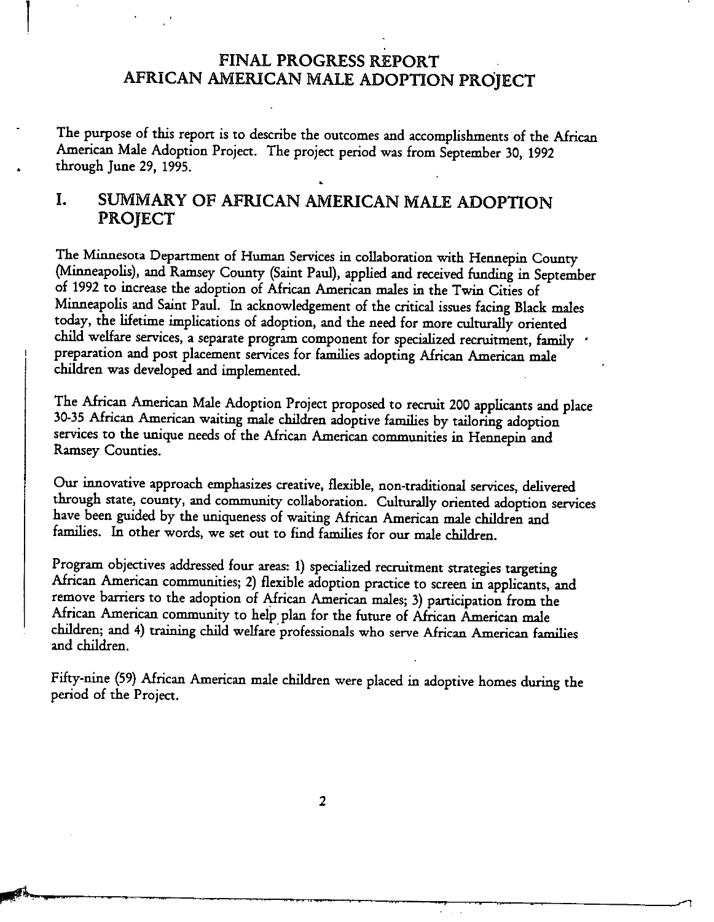# FINAL PROGRESS REPORT
# AFRICAN AMERICAN MALE ADOPTION PROJECT

The purpose of this report is to describe the outcomes and accomplishments of the African American Male Adoption Project. The project period was from September 30, 1992 through June 29, 1995.

## I. SUMMARY OF AFRICAN AMERICAN MALE ADOPTION PROJECT

The Minnesota Department of Human Services in collaboration with Hennepin County (Minneapolis), and Ramsey County (Saint Paul), applied and received funding in September of 1992 to increase the adoption of African American males in the Twin Cities of Minneapolis and Saint Paul. In acknowledgement of the critical issues facing Black males today, the lifetime implications of adoption, and the need for more culturally oriented child welfare services, a separate program component for specialized recruitment, family preparation and post placement services for families adopting African American male children was developed and implemented.

The African American Male Adoption Project proposed to recruit 200 applicants and place 30-35 African American waiting male children adoptive families by tailoring adoption services to the unique needs of the African American communities in Hennepin and Ramsey Counties.

Our innovative approach emphasizes creative, flexible, non-traditional services, delivered through state, county, and community collaboration. Culturally oriented adoption services have been guided by the uniqueness of waiting African American male children and families. In other words, we set out to find families for our male children.

Program objectives addressed four areas: 1) specialized recruitment strategies targeting African American communities; 2) flexible adoption practice to screen in applicants, and remove barriers to the adoption of African American males; 3) participation from the African American community to help plan for the future of African American male children; and 4) training child welfare professionals who serve African American families and children.

Fifty-nine (59) African American male children were placed in adoptive homes during the period of the Project.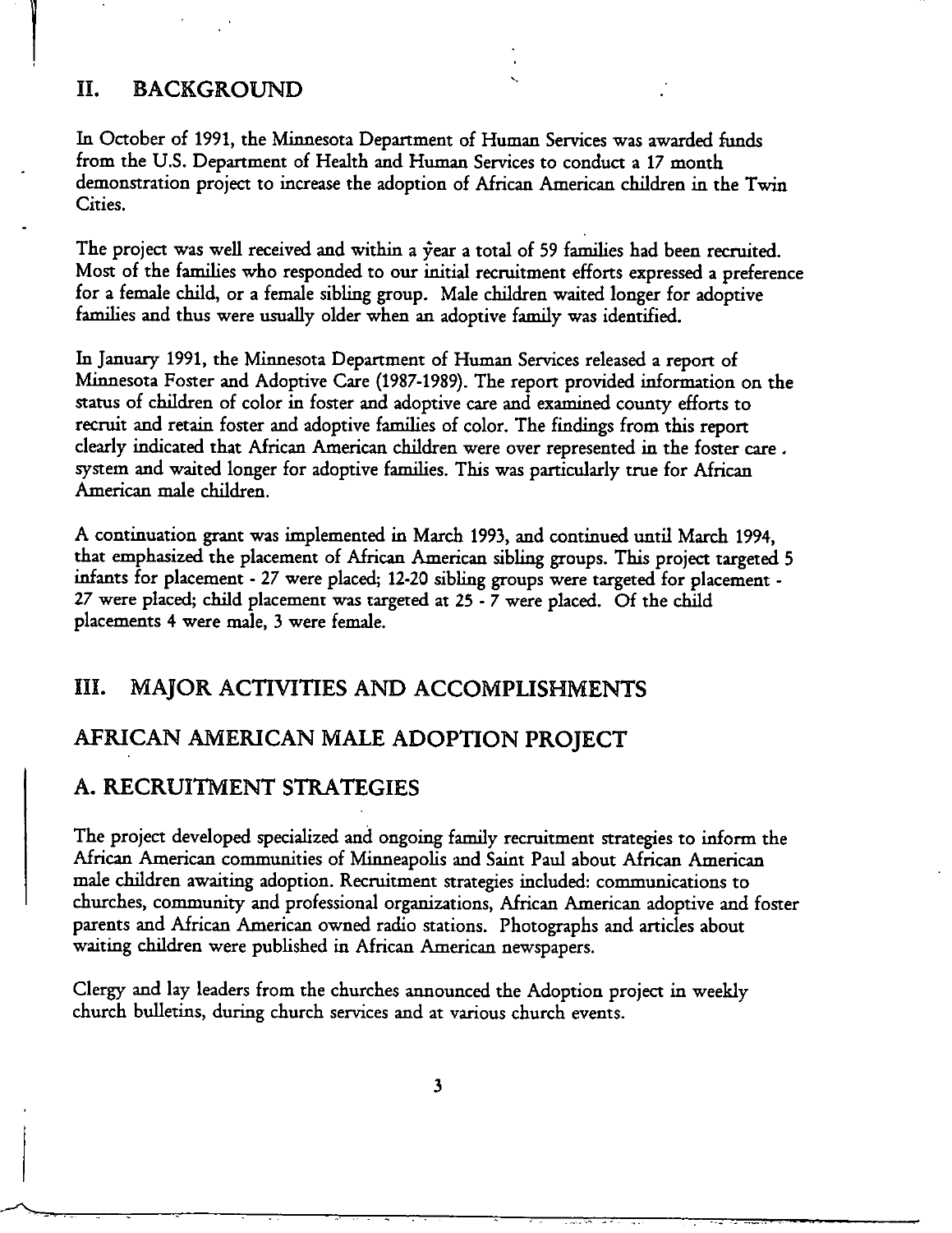## II. BACKGROUND

In October of 1991, the Minnesota Department of Human Services was awarded funds from the U.S. Department of Health and Human Services to conduct a 17 month demonstration project to increase the adoption of African American children in the Twin Cities.

The project was well received and within a year a total of 59 families had been recruited. Most of the families who responded to our initial recruitment efforts expressed a preference for a female child, or a female sibling group. Male children waited longer for adoptive families and thus were usually older when an adoptive family was identified.

In January 1991, the Minnesota Department of Human Services released a report of Minnesota Foster and Adoptive Care (1987-1989). The report provided information on the status of children of color in foster and adoptive care and examined county efforts to recruit and retain foster and adoptive families of color. The findings from this report clearly indicated that African American children were over represented in the foster care system and waited longer for adoptive families. This was particularly true for African American male children.

A continuation grant was implemented in March 1993, and continued until March 1994, that emphasized the placement of African American sibling groups. This project targeted 5 infants for placement - 27 were placed; 12-20 sibling groups were targeted for placement - 27 were placed; child placement was targeted at 25 - 7 were placed. Of the child placements 4 were male, 3 were female.

## III. MAJOR ACTIVITIES AND ACCOMPLISHMENTS

## AFRICAN AMERICAN MALE ADOPTION PROJECT

### A. RECRUITMENT STRATEGIES

The project developed specialized and ongoing family recruitment strategies to inform the African American communities of Minneapolis and Saint Paul about African American male children awaiting adoption. Recruitment strategies included: communications to churches, community and professional organizations, African American adoptive and foster parents and African American owned radio stations. Photographs and articles about waiting children were published in African American newspapers.

Clergy and lay leaders from the churches announced the Adoption project in weekly church bulletins, during church services and at various church events.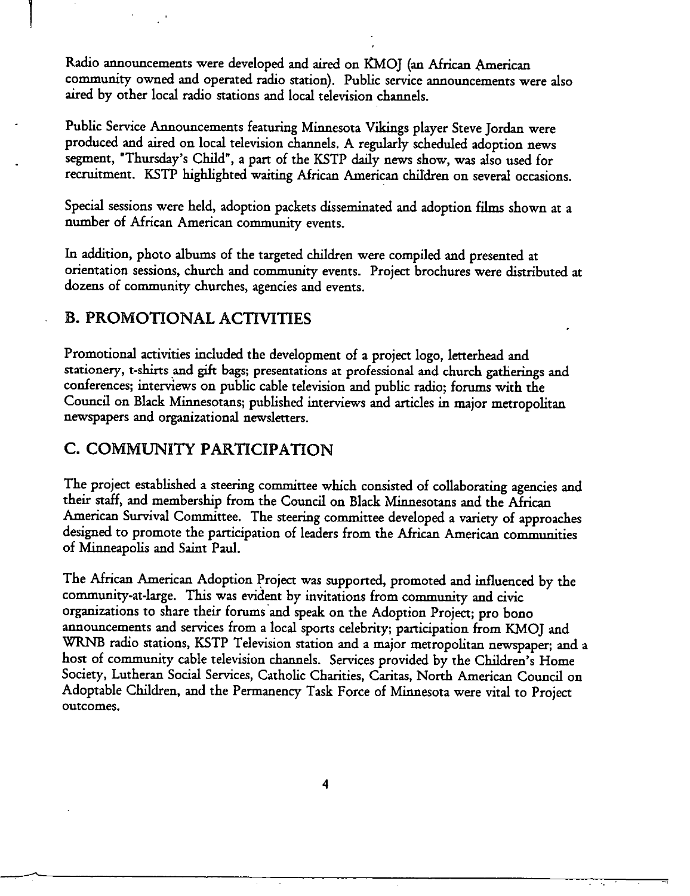Radio announcements were developed and aired on KMOJ (an African American community owned and operated radio station). Public service announcements were also aired by other local radio stations and local television channels.

Public Service Announcements featuring Minnesota Vikings player Steve Jordan were produced and aired on local television channels. A regularly scheduled adoption news segment, "Thursday's Child", a part of the KSTP daily news show, was also used for recruitment. KSTP highlighted waiting African American children on several occasions.

Special sessions were held, adoption packets disseminated and adoption films shown at a number of African American community events.

In addition, photo albums of the targeted children were compiled and presented at orientation sessions, church and community events. Project brochures were distributed at dozens of community churches, agencies and events.

## B. PROMOTIONAL ACTIVITIES

Promotional activities included the development of a project logo, letterhead and stationery, t-shirts and gift bags; presentations at professional and church gatherings and conferences; interviews on public cable television and public radio; forums with the Council on Black Minnesotans; published interviews and articles in major metropolitan newspapers and organizational newsletters.

## C. COMMUNITY PARTICIPATION

The project established a steering committee which consisted of collaborating agencies and their staff, and membership from the Council on Black Minnesotans and the African American Survival Committee. The steering committee developed a variety of approaches designed to promote the participation of leaders from the African American communities of Minneapolis and Saint Paul.

The African American Adoption Project was supported, promoted and influenced by the community-at-large. This was evident by invitations from community and civic organizations to share their forums and speak on the Adoption Project; pro bono announcements and services from a local sports celebrity; participation from KMOJ and WRNB radio stations, KSTP Television station and a major metropolitan newspaper; and a host of community cable television channels. Services provided by the Children's Home Society, Lutheran Social Services, Catholic Charities, Caritas, North American Council on Adoptable Children, and the Permanency Task Force of Minnesota were vital to Project outcomes.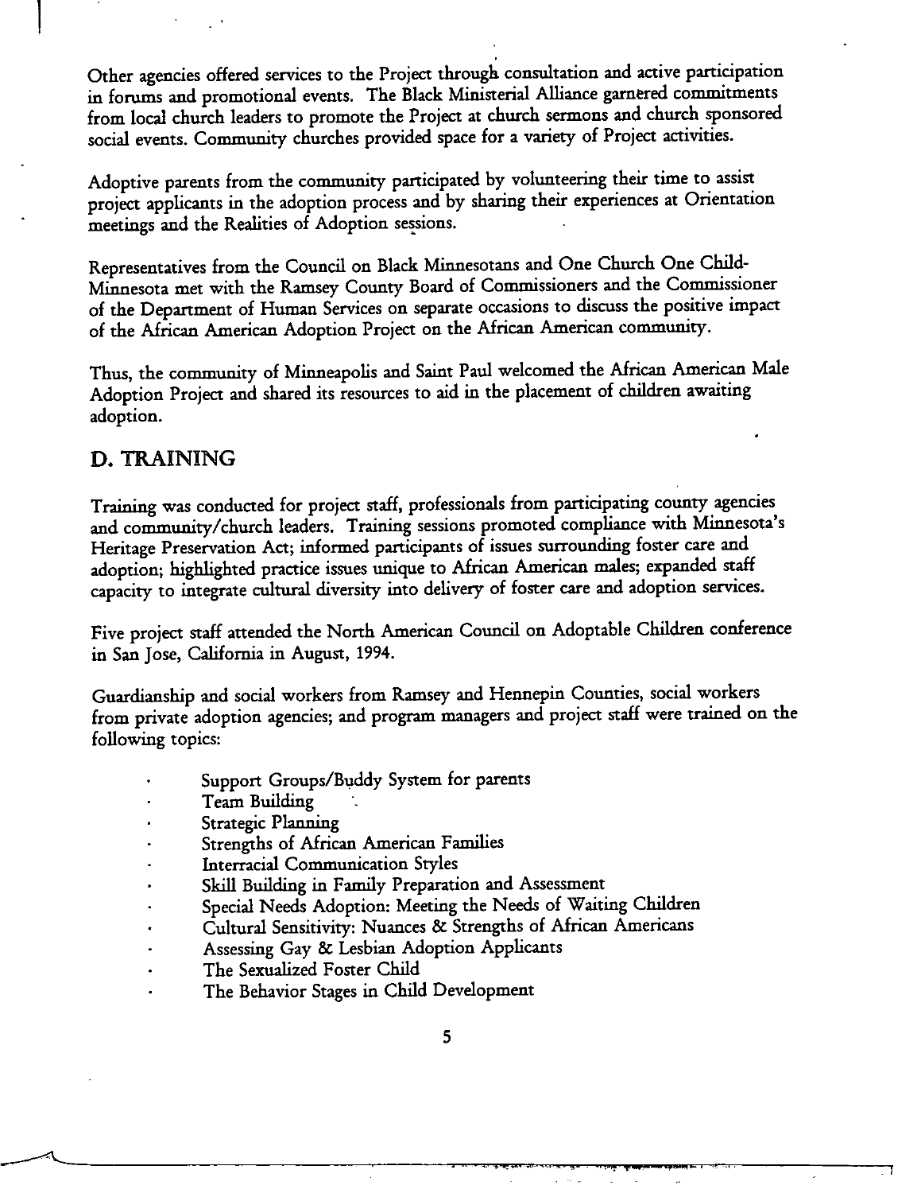Other agencies offered services to the Project through consultation and active participation in forums and promotional events. The Black Ministerial Alliance garnered commitments from local church leaders to promote the Project at church sermons and church sponsored social events. Community churches provided space for a variety of Project activities.

Adoptive parents from the community participated by volunteering their time to assist project applicants in the adoption process and by sharing their experiences at Orientation meetings and the Realities of Adoption sessions.

Representatives from the Council on Black Minnesotans and One Church One Child-Minnesota met with the Ramsey County Board of Commissioners and the Commissioner of the Department of Human Services on separate occasions to discuss the positive impact of the African American Adoption Project on the African American community.

Thus, the community of Minneapolis and Saint Paul welcomed the African American Male Adoption Project and shared its resources to aid in the placement of children awaiting adoption.

## D. TRAINING

Training was conducted for project staff, professionals from participating county agencies and community/church leaders. Training sessions promoted compliance with Minnesota's Heritage Preservation Act; informed participants of issues surrounding foster care and adoption; highlighted practice issues unique to African American males; expanded staff capacity to integrate cultural diversity into delivery of foster care and adoption services.

Five project staff attended the North American Council on Adoptable Children conference in San Jose, California in August, 1994.

Guardianship and social workers from Ramsey and Hennepin Counties, social workers from private adoption agencies; and program managers and project staff were trained on the following topics:

- Support Groups/Buddy System for parents
- Team Building
- Strategic Planning
- Strengths of African American Families
- Interracial Communication Styles
- Skill Building in Family Preparation and Assessment
- Special Needs Adoption: Meeting the Needs of Waiting Children
- Cultural Sensitivity: Nuances & Strengths of African Americans
- Assessing Gay & Lesbian Adoption Applicants
- The Sexualized Foster Child
- The Behavior Stages in Child Development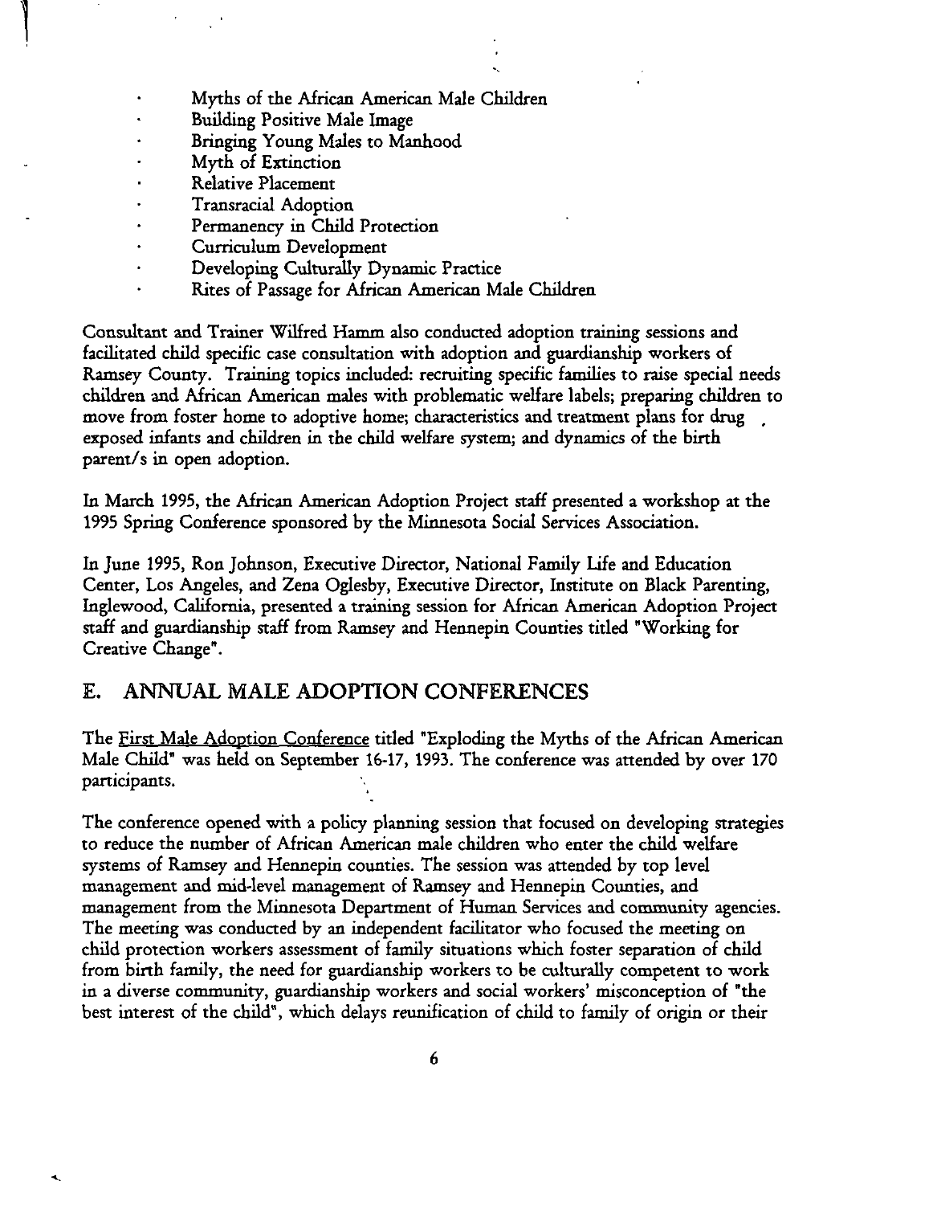- Myths of the African American Male Children
- Building Positive Male Image
- Bringing Young Males to Manhood
- Myth of Extinction
- Relative Placement
- Transracial Adoption
- Permanency in Child Protection
- Curriculum Development
- Developing Culturally Dynamic Practice
- Rites of Passage for African American Male Children

Consultant and Trainer Wilfred Hamm also conducted adoption training sessions and facilitated child specific case consultation with adoption and guardianship workers of Ramsey County. Training topics included: recruiting specific families to raise special needs children and African American males with problematic welfare labels; preparing children to move from foster home to adoptive home; characteristics and treatment plans for drug exposed infants and children in the child welfare system; and dynamics of the birth parent/s in open adoption.

In March 1995, the African American Adoption Project staff presented a workshop at the 1995 Spring Conference sponsored by the Minnesota Social Services Association.

In June 1995, Ron Johnson, Executive Director, National Family Life and Education Center, Los Angeles, and Zena Oglesby, Executive Director, Institute on Black Parenting, Inglewood, California, presented a training session for African American Adoption Project staff and guardianship staff from Ramsey and Hennepin Counties titled "Working for Creative Change".

## E. ANNUAL MALE ADOPTION CONFERENCES

The First Male Adoption Conference titled "Exploding the Myths of the African American Male Child" was held on September 16-17, 1993. The conference was attended by over 170 participants.

The conference opened with a policy planning session that focused on developing strategies to reduce the number of African American male children who enter the child welfare systems of Ramsey and Hennepin counties. The session was attended by top level management and mid-level management of Ramsey and Hennepin Counties, and management from the Minnesota Department of Human Services and community agencies. The meeting was conducted by an independent facilitator who focused the meeting on child protection workers assessment of family situations which foster separation of child from birth family, the need for guardianship workers to be culturally competent to work in a diverse community, guardianship workers and social workers' misconception of "the best interest of the child", which delays reunification of child to family of origin or their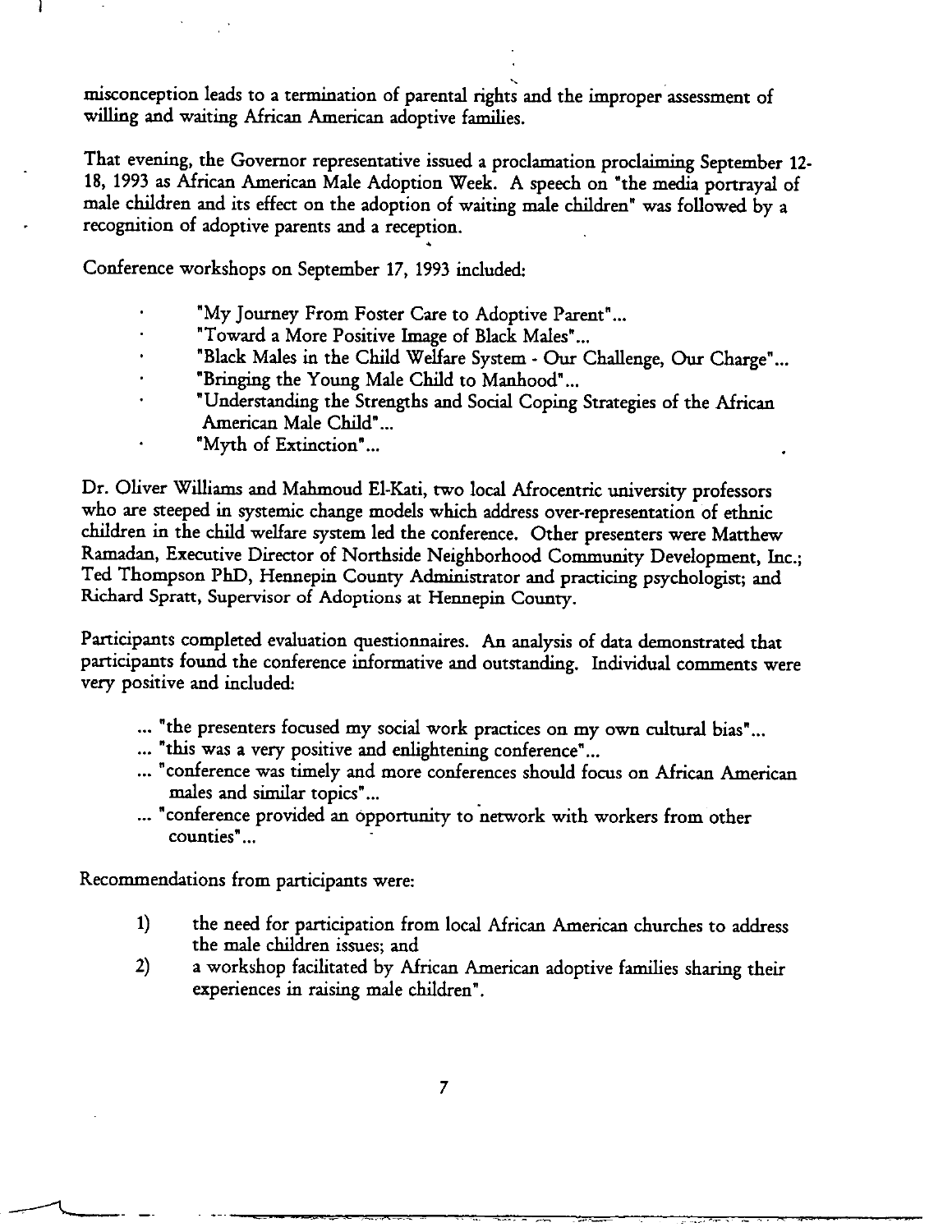misconception leads to a termination of parental rights and the improper assessment of willing and waiting African American adoptive families.

That evening, the Governor representative issued a proclamation proclaiming September 12-18, 1993 as African American Male Adoption Week. A speech on "the media portrayal of male children and its effect on the adoption of waiting male children" was followed by a recognition of adoptive parents and a reception.

Conference workshops on September 17, 1993 included:

- "My Journey From Foster Care to Adoptive Parent"...
- "Toward a More Positive Image of Black Males"...
- "Black Males in the Child Welfare System - Our Challenge, Our Charge"...
- "Bringing the Young Male Child to Manhood"...
- "Understanding the Strengths and Social Coping Strategies of the African American Male Child"...
- "Myth of Extinction"...

Dr. Oliver Williams and Mahmoud El-Kati, two local Afrocentric university professors who are steeped in systemic change models which address over-representation of ethnic children in the child welfare system led the conference. Other presenters were Matthew Ramadan, Executive Director of Northside Neighborhood Community Development, Inc.; Ted Thompson PhD, Hennepin County Administrator and practicing psychologist; and Richard Spratt, Supervisor of Adoptions at Hennepin County.

Participants completed evaluation questionnaires. An analysis of data demonstrated that participants found the conference informative and outstanding. Individual comments were very positive and included:

... "the presenters focused my social work practices on my own cultural bias"...
... "this was a very positive and enlightening conference"...
... "conference was timely and more conferences should focus on African American males and similar topics"...
... "conference provided an opportunity to network with workers from other counties"...

Recommendations from participants were:

1) the need for participation from local African American churches to address the male children issues; and
2) a workshop facilitated by African American adoptive families sharing their experiences in raising male children".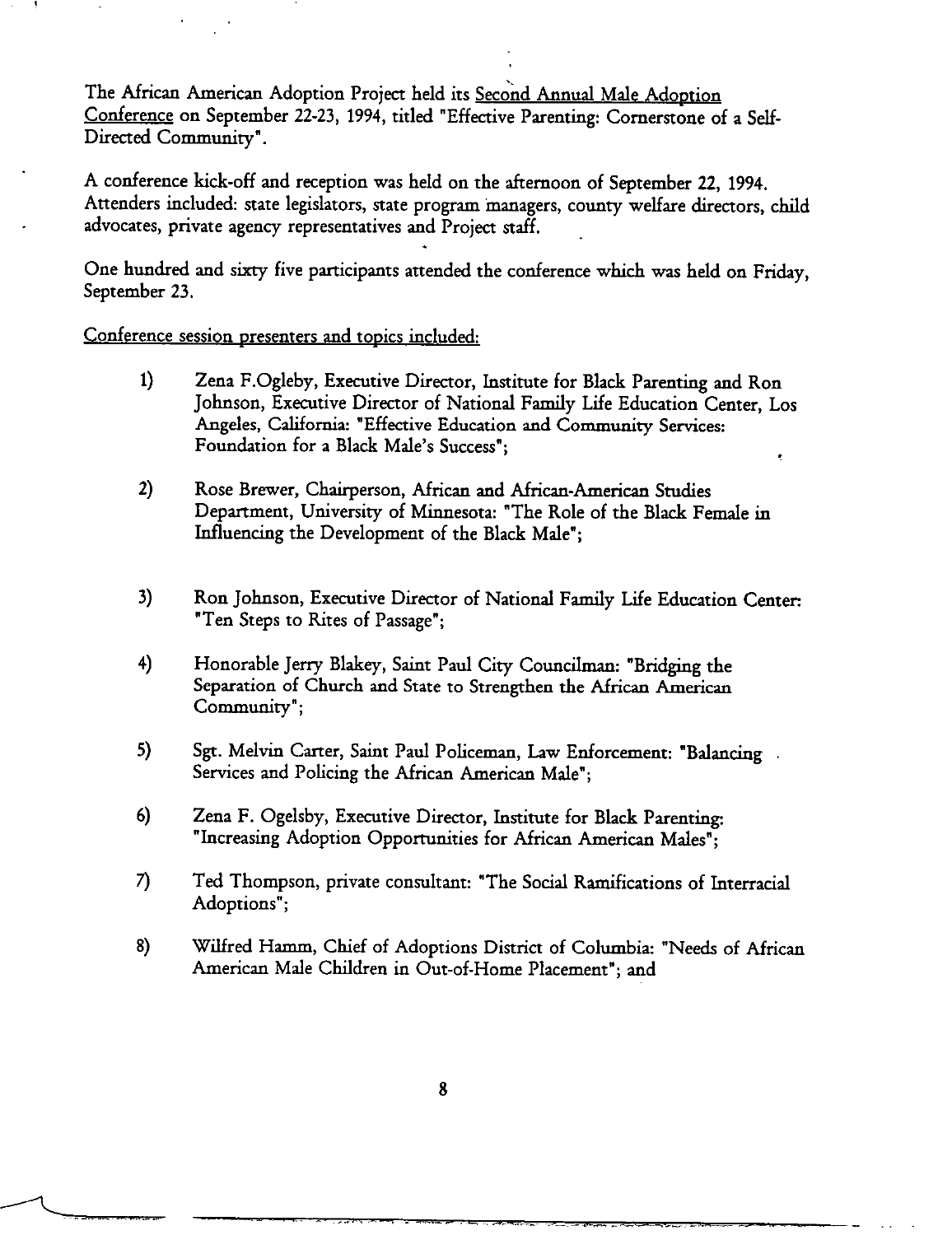The African American Adoption Project held its Second Annual Male Adoption Conference on September 22-23, 1994, titled "Effective Parenting: Cornerstone of a Self-Directed Community".

A conference kick-off and reception was held on the afternoon of September 22, 1994. Attenders included: state legislators, state program managers, county welfare directors, child advocates, private agency representatives and Project staff.

One hundred and sixty five participants attended the conference which was held on Friday, September 23.

Conference session presenters and topics included:

1) Zena F.Ogleby, Executive Director, Institute for Black Parenting and Ron Johnson, Executive Director of National Family Life Education Center, Los Angeles, California: "Effective Education and Community Services: Foundation for a Black Male's Success";

2) Rose Brewer, Chairperson, African and African-American Studies Department, University of Minnesota: "The Role of the Black Female in Influencing the Development of the Black Male";

3) Ron Johnson, Executive Director of National Family Life Education Center: "Ten Steps to Rites of Passage";

4) Honorable Jerry Blakey, Saint Paul City Councilman: "Bridging the Separation of Church and State to Strengthen the African American Community";

5) Sgt. Melvin Carter, Saint Paul Policeman, Law Enforcement: "Balancing Services and Policing the African American Male";

6) Zena F. Ogelsby, Executive Director, Institute for Black Parenting: "Increasing Adoption Opportunities for African American Males";

7) Ted Thompson, private consultant: "The Social Ramifications of Interracial Adoptions";

8) Wilfred Hamm, Chief of Adoptions District of Columbia: "Needs of African American Male Children in Out-of-Home Placement"; and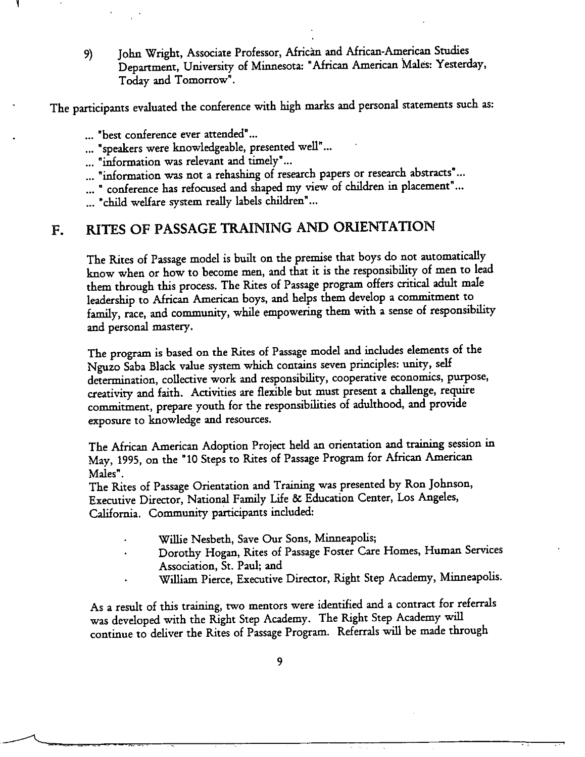9) John Wright, Associate Professor, African and African-American Studies Department, University of Minnesota: "African American Males: Yesterday, Today and Tomorrow".

The participants evaluated the conference with high marks and personal statements such as:

... "best conference ever attended"...
... "speakers were knowledgeable, presented well"...
... "information was relevant and timely"...
... "information was not a rehashing of research papers or research abstracts"...
... " conference has refocused and shaped my view of children in placement"...
... "child welfare system really labels children"...

## F. RITES OF PASSAGE TRAINING AND ORIENTATION

The Rites of Passage model is built on the premise that boys do not automatically know when or how to become men, and that it is the responsibility of men to lead them through this process. The Rites of Passage program offers critical adult male leadership to African American boys, and helps them develop a commitment to family, race, and community, while empowering them with a sense of responsibility and personal mastery.

The program is based on the Rites of Passage model and includes elements of the Nguzo Saba Black value system which contains seven principles: unity, self determination, collective work and responsibility, cooperative economics, purpose, creativity and faith. Activities are flexible but must present a challenge, require commitment, prepare youth for the responsibilities of adulthood, and provide exposure to knowledge and resources.

The African American Adoption Project held an orientation and training session in May, 1995, on the "10 Steps to Rites of Passage Program for African American Males".
The Rites of Passage Orientation and Training was presented by Ron Johnson, Executive Director, National Family Life & Education Center, Los Angeles, California. Community participants included:

- Willie Nesbeth, Save Our Sons, Minneapolis;
- Dorothy Hogan, Rites of Passage Foster Care Homes, Human Services Association, St. Paul; and
- William Pierce, Executive Director, Right Step Academy, Minneapolis.

As a result of this training, two mentors were identified and a contract for referrals was developed with the Right Step Academy. The Right Step Academy will continue to deliver the Rites of Passage Program. Referrals will be made through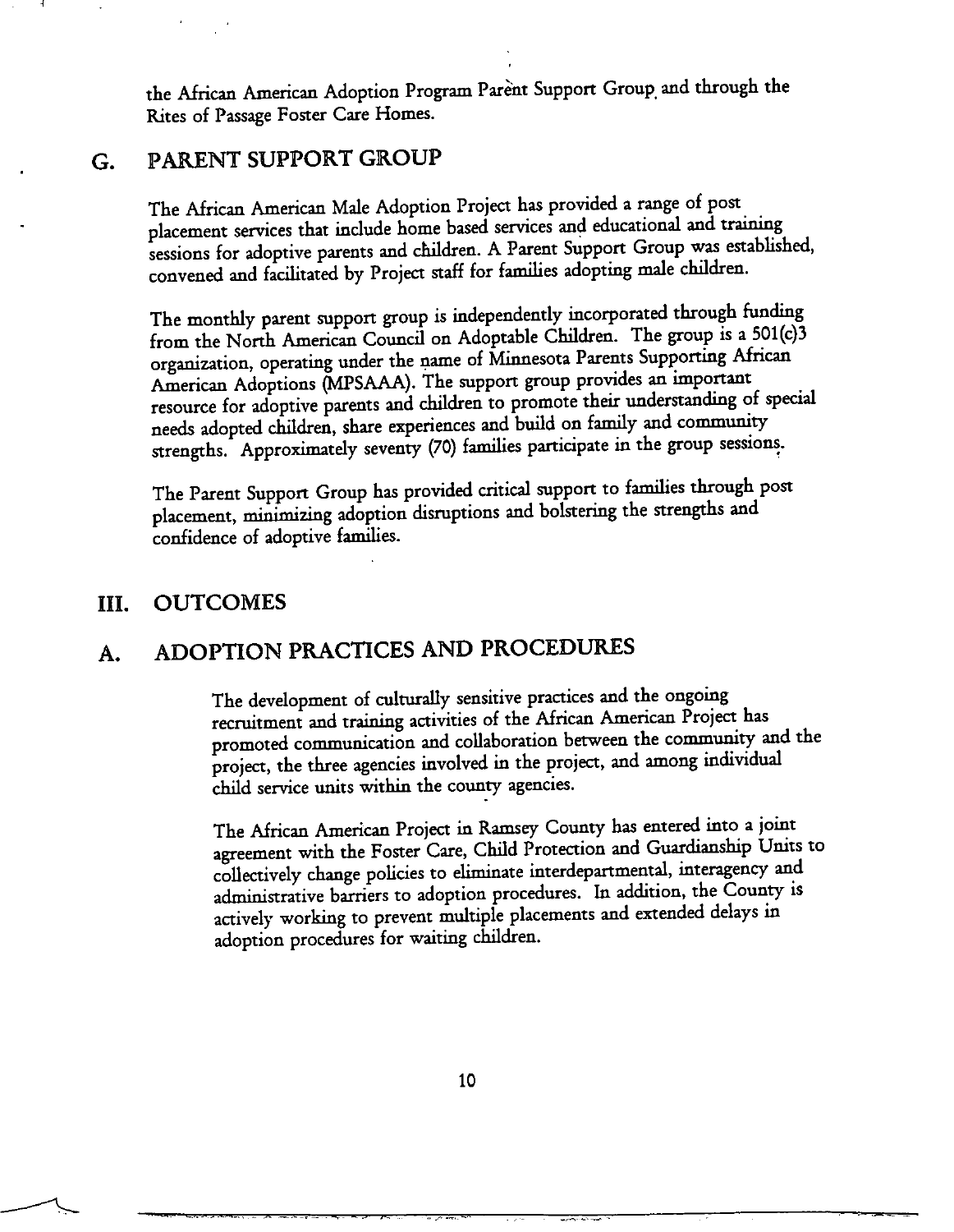the African American Adoption Program Parent Support Group and through the Rites of Passage Foster Care Homes.

## G. PARENT SUPPORT GROUP

The African American Male Adoption Project has provided a range of post placement services that include home based services and educational and training sessions for adoptive parents and children. A Parent Support Group was established, convened and facilitated by Project staff for families adopting male children.

The monthly parent support group is independently incorporated through funding from the North American Council on Adoptable Children. The group is a 501(c)3 organization, operating under the name of Minnesota Parents Supporting African American Adoptions (MPSAAA). The support group provides an important resource for adoptive parents and children to promote their understanding of special needs adopted children, share experiences and build on family and community strengths. Approximately seventy (70) families participate in the group sessions.

The Parent Support Group has provided critical support to families through post placement, minimizing adoption disruptions and bolstering the strengths and confidence of adoptive families.

# III. OUTCOMES

## A. ADOPTION PRACTICES AND PROCEDURES

The development of culturally sensitive practices and the ongoing recruitment and training activities of the African American Project has promoted communication and collaboration between the community and the project, the three agencies involved in the project, and among individual child service units within the county agencies.

The African American Project in Ramsey County has entered into a joint agreement with the Foster Care, Child Protection and Guardianship Units to collectively change policies to eliminate interdepartmental, interagency and administrative barriers to adoption procedures. In addition, the County is actively working to prevent multiple placements and extended delays in adoption procedures for waiting children.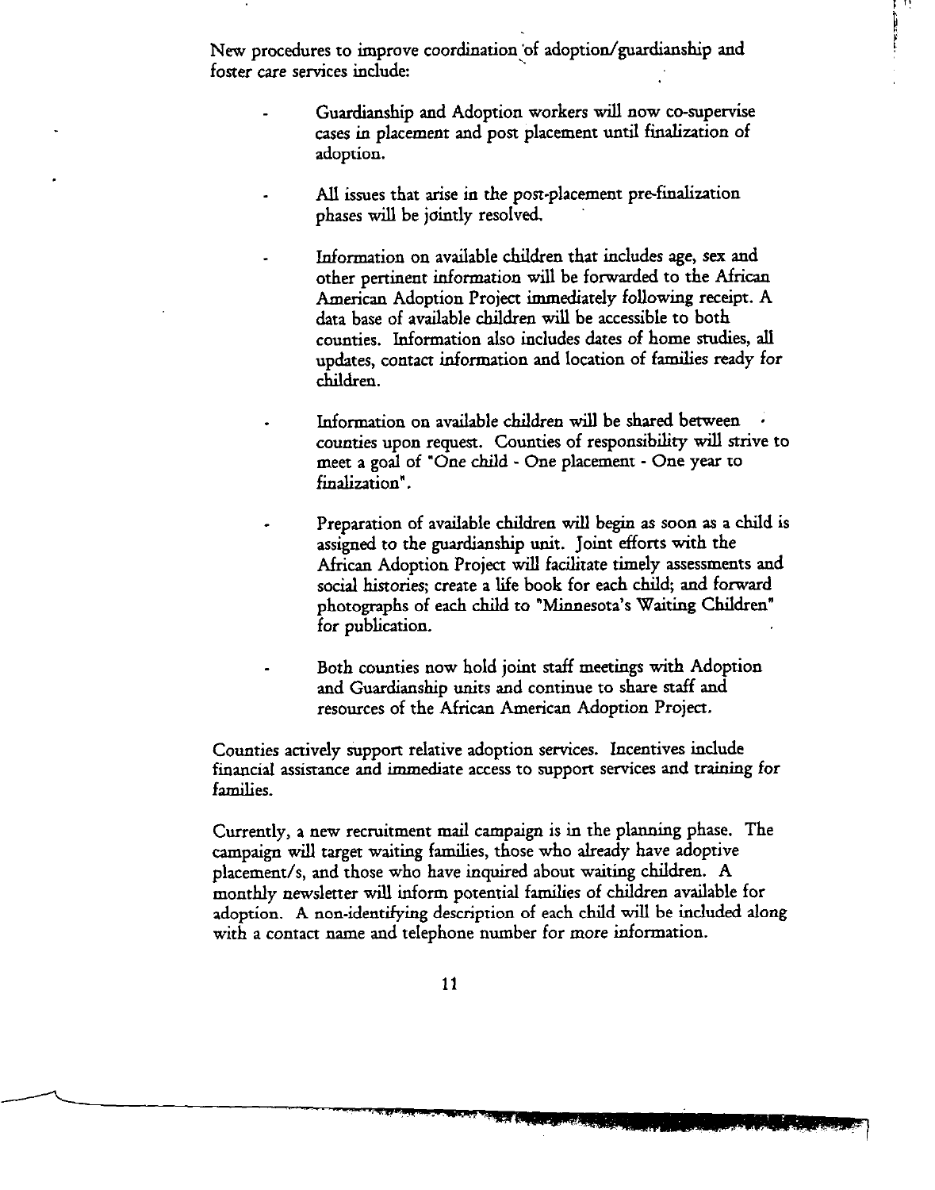New procedures to improve coordination of adoption/guardianship and foster care services include:

- Guardianship and Adoption workers will now co-supervise cases in placement and post placement until finalization of adoption.

- All issues that arise in the post-placement pre-finalization phases will be jointly resolved.

- Information on available children that includes age, sex and other pertinent information will be forwarded to the African American Adoption Project immediately following receipt. A data base of available children will be accessible to both counties. Information also includes dates of home studies, all updates, contact information and location of families ready for children.

- Information on available children will be shared between counties upon request. Counties of responsibility will strive to meet a goal of "One child - One placement - One year to finalization".

- Preparation of available children will begin as soon as a child is assigned to the guardianship unit. Joint efforts with the African Adoption Project will facilitate timely assessments and social histories; create a life book for each child; and forward photographs of each child to "Minnesota's Waiting Children" for publication.

- Both counties now hold joint staff meetings with Adoption and Guardianship units and continue to share staff and resources of the African American Adoption Project.

Counties actively support relative adoption services. Incentives include financial assistance and immediate access to support services and training for families.

Currently, a new recruitment mail campaign is in the planning phase. The campaign will target waiting families, those who already have adoptive placement/s, and those who have inquired about waiting children. A monthly newsletter will inform potential families of children available for adoption. A non-identifying description of each child will be included along with a contact name and telephone number for more information.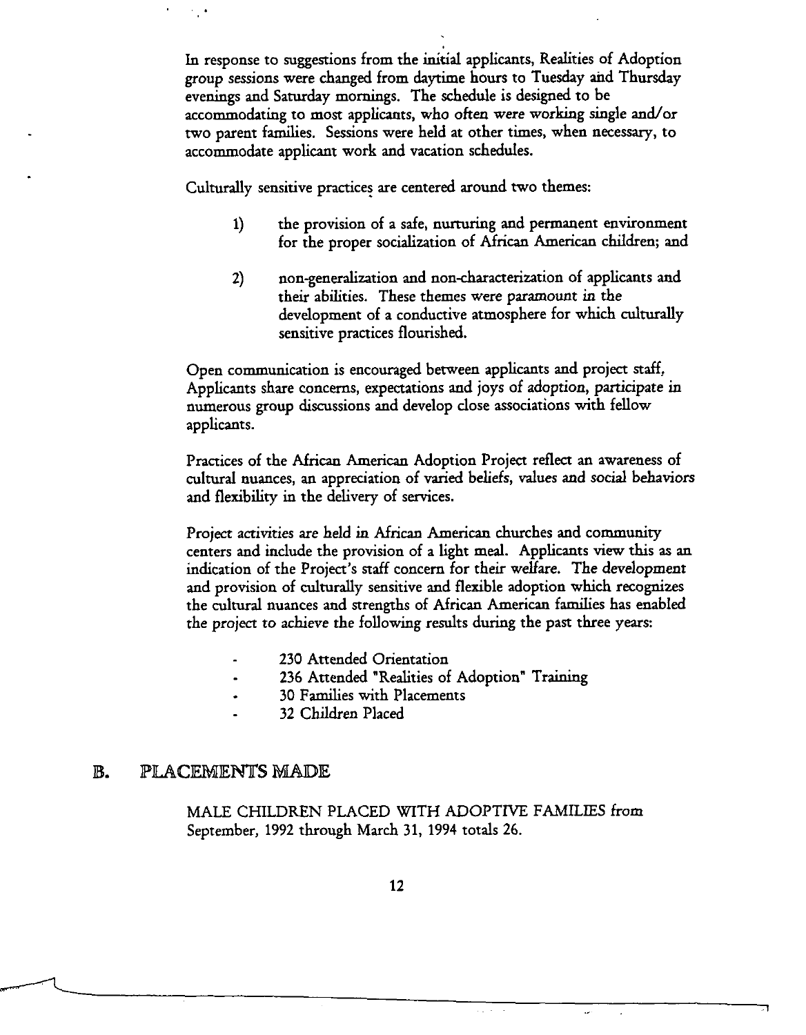In response to suggestions from the initial applicants, Realities of Adoption group sessions were changed from daytime hours to Tuesday and Thursday evenings and Saturday mornings. The schedule is designed to be accommodating to most applicants, who often were working single and/or two parent families. Sessions were held at other times, when necessary, to accommodate applicant work and vacation schedules.

Culturally sensitive practices are centered around two themes:

1) the provision of a safe, nurturing and permanent environment for the proper socialization of African American children; and

2) non-generalization and non-characterization of applicants and their abilities. These themes were paramount in the development of a conductive atmosphere for which culturally sensitive practices flourished.

Open communication is encouraged between applicants and project staff, Applicants share concerns, expectations and joys of adoption, participate in numerous group discussions and develop close associations with fellow applicants.

Practices of the African American Adoption Project reflect an awareness of cultural nuances, an appreciation of varied beliefs, values and social behaviors and flexibility in the delivery of services.

Project activities are held in African American churches and community centers and include the provision of a light meal. Applicants view this as an indication of the Project's staff concern for their welfare. The development and provision of culturally sensitive and flexible adoption which recognizes the cultural nuances and strengths of African American families has enabled the project to achieve the following results during the past three years:

- 230 Attended Orientation
- 236 Attended "Realities of Adoption" Training
- 30 Families with Placements
- 32 Children Placed

## B. PLACEMENTS MADE

MALE CHILDREN PLACED WITH ADOPTIVE FAMILIES from September, 1992 through March 31, 1994 totals 26.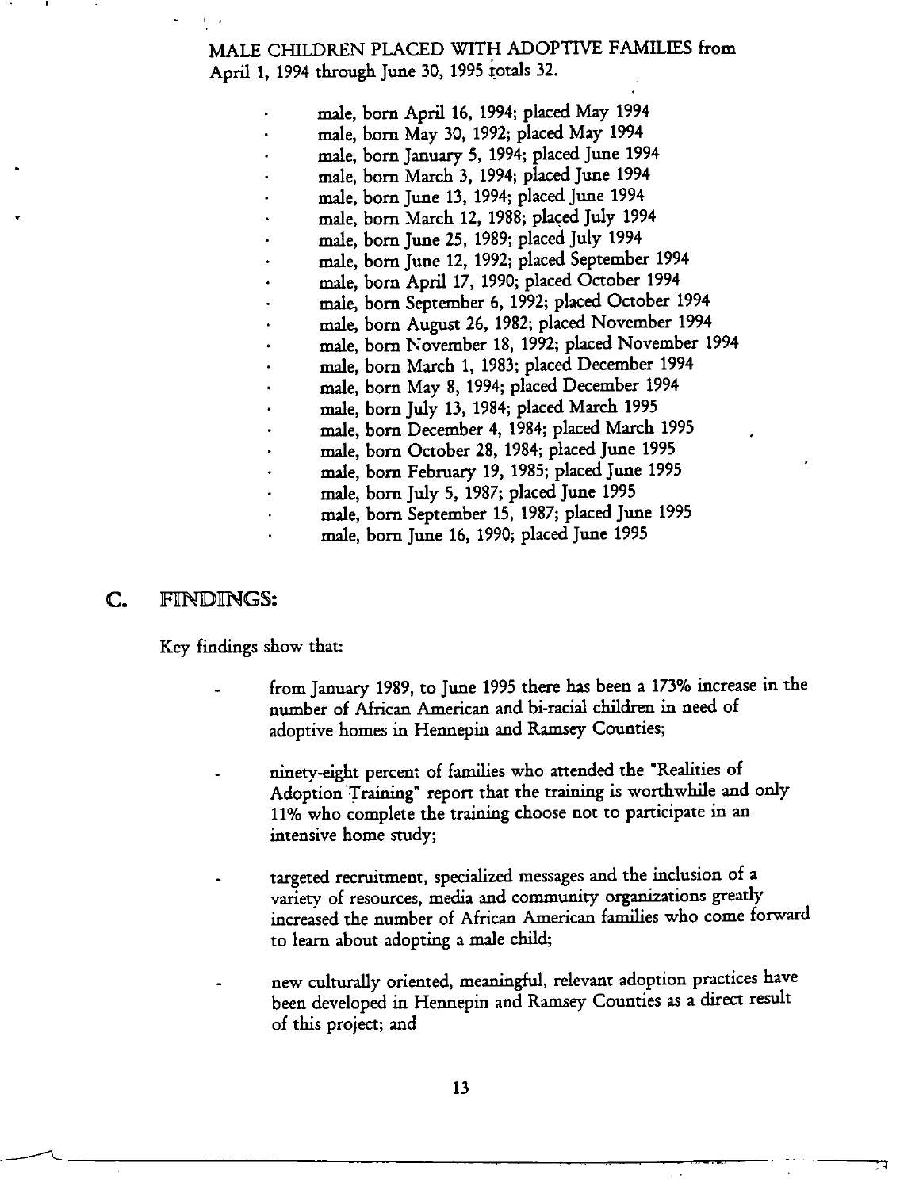MALE CHILDREN PLACED WITH ADOPTIVE FAMILIES from April 1, 1994 through June 30, 1995 totals 32.

- male, born April 16, 1994; placed May 1994
- male, born May 30, 1992; placed May 1994
- male, born January 5, 1994; placed June 1994
- male, born March 3, 1994; placed June 1994
- male, born June 13, 1994; placed June 1994
- male, born March 12, 1988; placed July 1994
- male, born June 25, 1989; placed July 1994
- male, born June 12, 1992; placed September 1994
- male, born April 17, 1990; placed October 1994
- male, born September 6, 1992; placed October 1994
- male, born August 26, 1982; placed November 1994
- male, born November 18, 1992; placed November 1994
- male, born March 1, 1983; placed December 1994
- male, born May 8, 1994; placed December 1994
- male, born July 13, 1984; placed March 1995
- male, born December 4, 1984; placed March 1995
- male, born October 28, 1984; placed June 1995
- male, born February 19, 1985; placed June 1995
- male, born July 5, 1987; placed June 1995
- male, born September 15, 1987; placed June 1995
- male, born June 16, 1990; placed June 1995

## C. FINDINGS:

Key findings show that:

- from January 1989, to June 1995 there has been a 173% increase in the number of African American and bi-racial children in need of adoptive homes in Hennepin and Ramsey Counties;

- ninety-eight percent of families who attended the "Realities of Adoption Training" report that the training is worthwhile and only 11% who complete the training choose not to participate in an intensive home study;

- targeted recruitment, specialized messages and the inclusion of a variety of resources, media and community organizations greatly increased the number of African American families who come forward to learn about adopting a male child;

- new culturally oriented, meaningful, relevant adoption practices have been developed in Hennepin and Ramsey Counties as a direct result of this project; and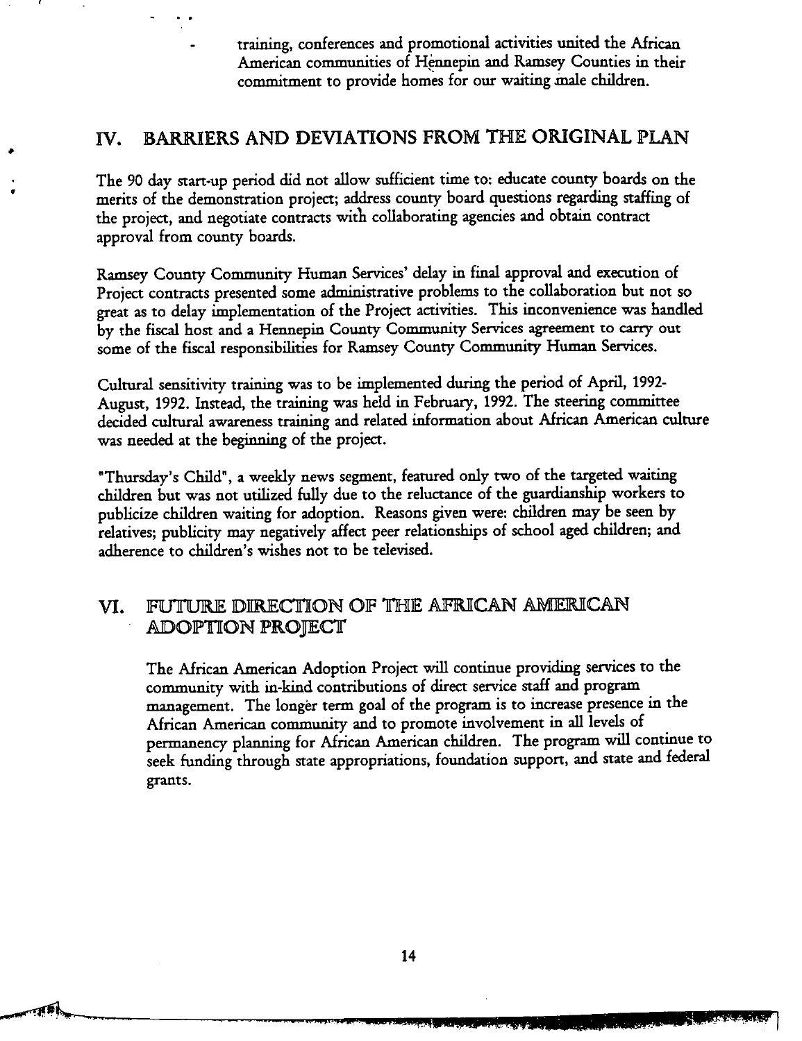- training, conferences and promotional activities united the African American communities of Hennepin and Ramsey Counties in their commitment to provide homes for our waiting male children.

## IV. BARRIERS AND DEVIATIONS FROM THE ORIGINAL PLAN

The 90 day start-up period did not allow sufficient time to: educate county boards on the merits of the demonstration project; address county board questions regarding staffing of the project, and negotiate contracts with collaborating agencies and obtain contract approval from county boards.

Ramsey County Community Human Services' delay in final approval and execution of Project contracts presented some administrative problems to the collaboration but not so great as to delay implementation of the Project activities. This inconvenience was handled by the fiscal host and a Hennepin County Community Services agreement to carry out some of the fiscal responsibilities for Ramsey County Community Human Services.

Cultural sensitivity training was to be implemented during the period of April, 1992-August, 1992. Instead, the training was held in February, 1992. The steering committee decided cultural awareness training and related information about African American culture was needed at the beginning of the project.

"Thursday's Child", a weekly news segment, featured only two of the targeted waiting children but was not utilized fully due to the reluctance of the guardianship workers to publicize children waiting for adoption. Reasons given were: children may be seen by relatives; publicity may negatively affect peer relationships of school aged children; and adherence to children's wishes not to be televised.

## VI. FUTURE DIRECTION OF THE AFRICAN AMERICAN ADOPTION PROJECT

The African American Adoption Project will continue providing services to the community with in-kind contributions of direct service staff and program management. The longer term goal of the program is to increase presence in the African American community and to promote involvement in all levels of permanency planning for African American children. The program will continue to seek funding through state appropriations, foundation support, and state and federal grants.